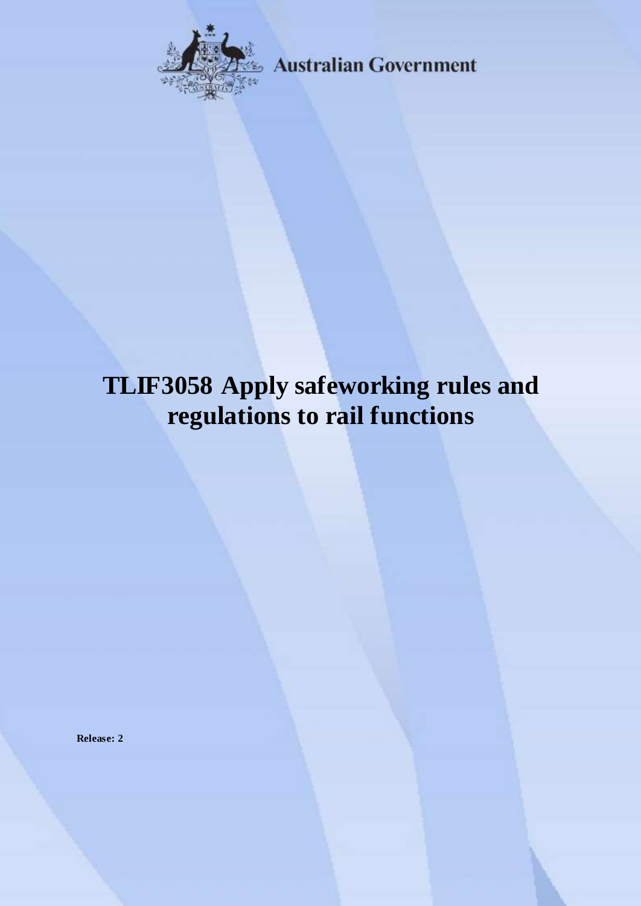Australian Government

# TLIF3058 Apply safeworking rules and regulations to rail functions

**Release: 2**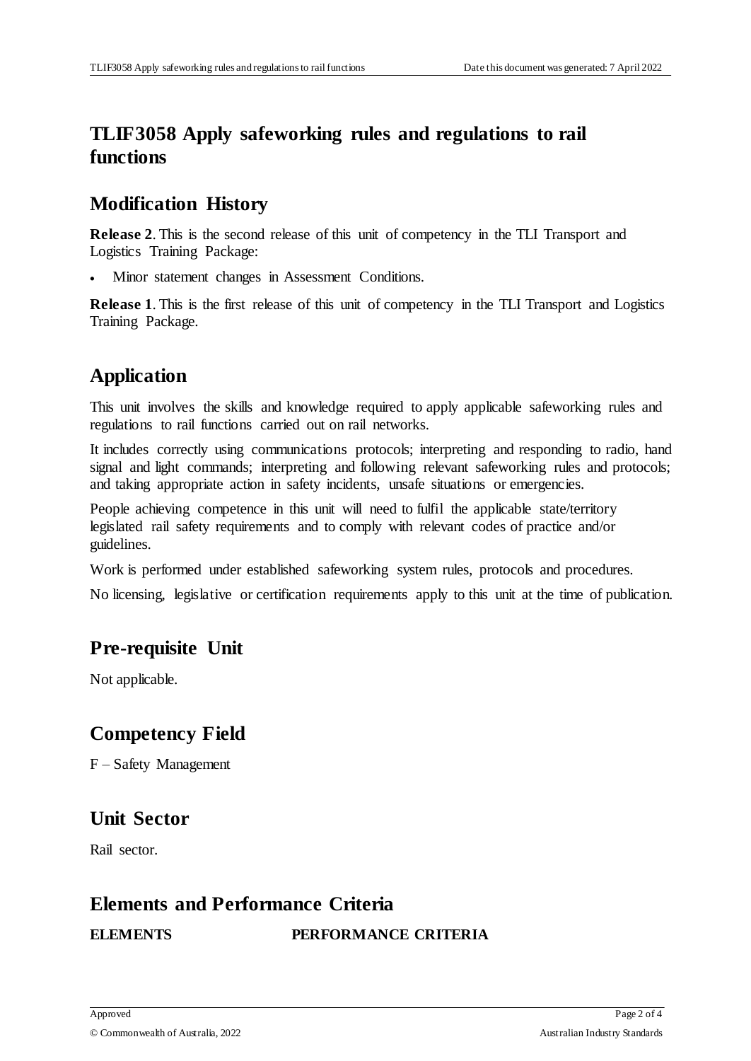# TLIF3058 Apply safeworking rules and regulations to rail functions

## Modification History

**Release 2**. This is the second release of this unit of competency in the TLI Transport and Logistics Training Package:

- Minor statement changes in Assessment Conditions.

**Release 1**. This is the first release of this unit of competency in the TLI Transport and Logistics Training Package.

## Application

This unit involves the skills and knowledge required to apply applicable safeworking rules and regulations to rail functions carried out on rail networks.

It includes correctly using communications protocols; interpreting and responding to radio, hand signal and light commands; interpreting and following relevant safeworking rules and protocols; and taking appropriate action in safety incidents, unsafe situations or emergencies.

People achieving competence in this unit will need to fulfil the applicable state/territory legislated rail safety requirements and to comply with relevant codes of practice and/or guidelines.

Work is performed under established safeworking system rules, protocols and procedures.

No licensing, legislative or certification requirements apply to this unit at the time of publication.

## Pre-requisite Unit

Not applicable.

## Competency Field

F – Safety Management

## Unit Sector

Rail sector.

## Elements and Performance Criteria

| ELEMENTS | PERFORMANCE CRITERIA |
| --- | --- |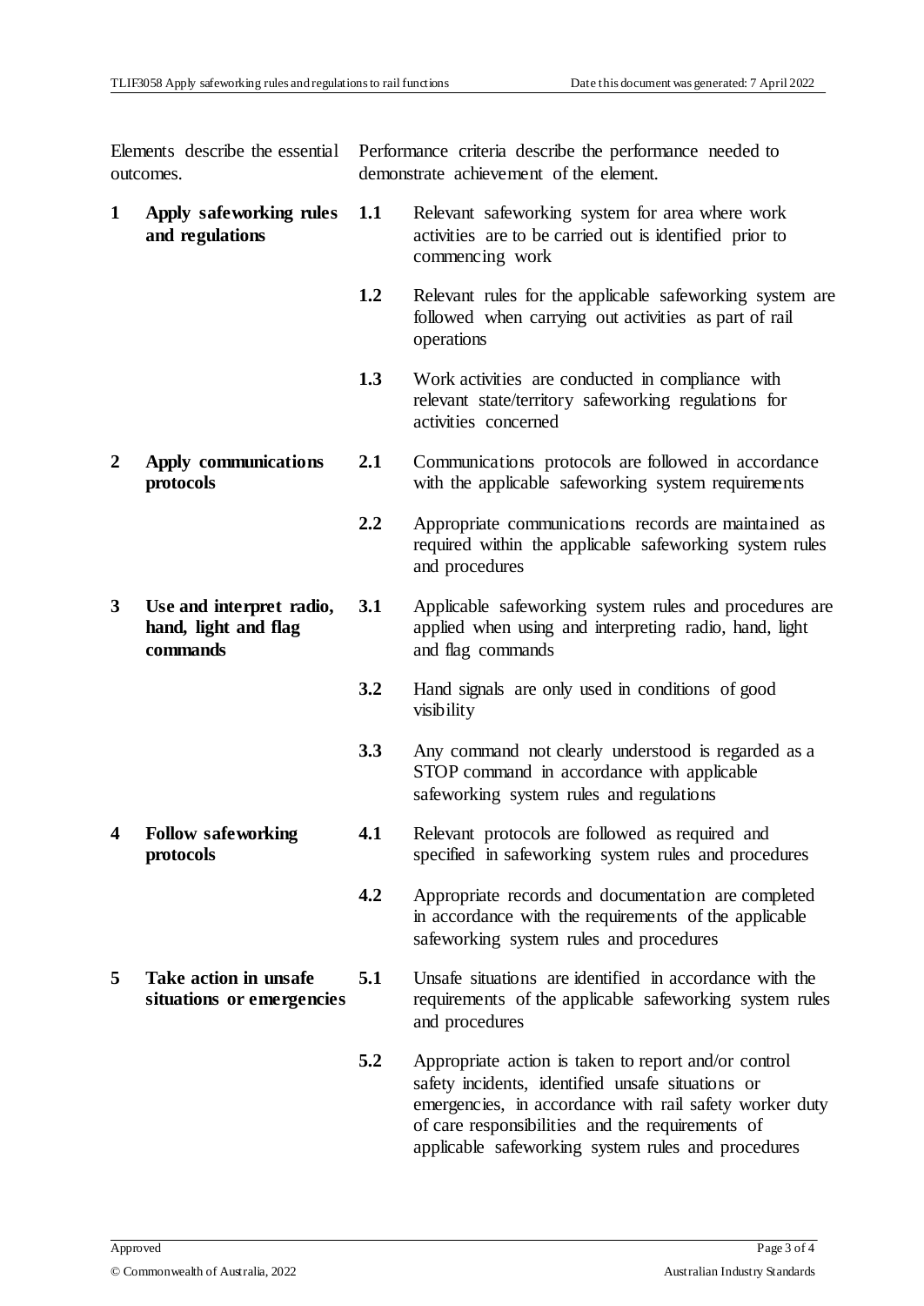| Elements describe the essential outcomes. | Performance criteria describe the performance needed to demonstrate achievement of the element. |
|---|---|
| **1 Apply safeworking rules and regulations** | **1.1** Relevant safeworking system for area where work activities are to be carried out is identified prior to commencing work |
| | **1.2** Relevant rules for the applicable safeworking system are followed when carrying out activities as part of rail operations |
| | **1.3** Work activities are conducted in compliance with relevant state/territory safeworking regulations for activities concerned |
| **2 Apply communications protocols** | **2.1** Communications protocols are followed in accordance with the applicable safeworking system requirements |
| | **2.2** Appropriate communications records are maintained as required within the applicable safeworking system rules and procedures |
| **3 Use and interpret radio, hand, light and flag commands** | **3.1** Applicable safeworking system rules and procedures are applied when using and interpreting radio, hand, light and flag commands |
| | **3.2** Hand signals are only used in conditions of good visibility |
| | **3.3** Any command not clearly understood is regarded as a STOP command in accordance with applicable safeworking system rules and regulations |
| **4 Follow safeworking protocols** | **4.1** Relevant protocols are followed as required and specified in safeworking system rules and procedures |
| | **4.2** Appropriate records and documentation are completed in accordance with the requirements of the applicable safeworking system rules and procedures |
| **5 Take action in unsafe situations or emergencies** | **5.1** Unsafe situations are identified in accordance with the requirements of the applicable safeworking system rules and procedures |
| | **5.2** Appropriate action is taken to report and/or control safety incidents, identified unsafe situations or emergencies, in accordance with rail safety worker duty of care responsibilities and the requirements of applicable safeworking system rules and procedures |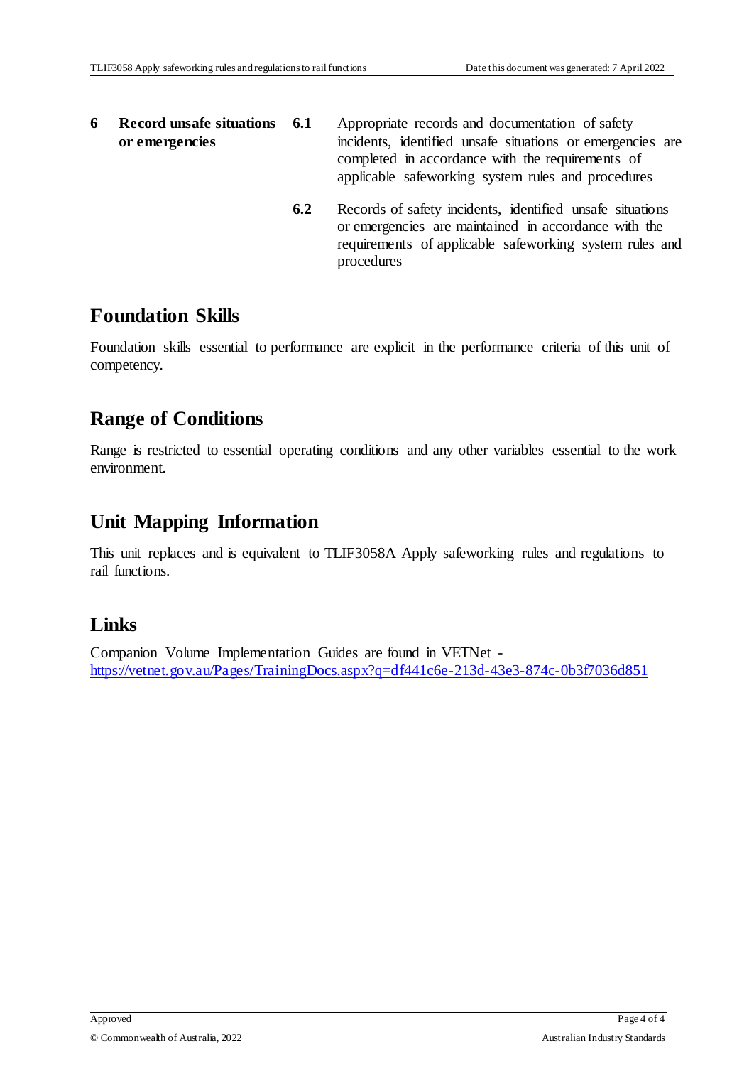| | | | |
|---|---|---|---|
| **6** | **Record unsafe situations or emergencies** | **6.1** | Appropriate records and documentation of safety incidents, identified unsafe situations or emergencies are completed in accordance with the requirements of applicable safeworking system rules and procedures |
| | | **6.2** | Records of safety incidents, identified unsafe situations or emergencies are maintained in accordance with the requirements of applicable safeworking system rules and procedures |

## Foundation Skills

Foundation skills essential to performance are explicit in the performance criteria of this unit of competency.

## Range of Conditions

Range is restricted to essential operating conditions and any other variables essential to the work environment.

## Unit Mapping Information

This unit replaces and is equivalent to TLIF3058A Apply safeworking rules and regulations to rail functions.

## Links

Companion Volume Implementation Guides are found in VETNet - https://vetnet.gov.au/Pages/TrainingDocs.aspx?q=df441c6e-213d-43e3-874c-0b3f7036d851